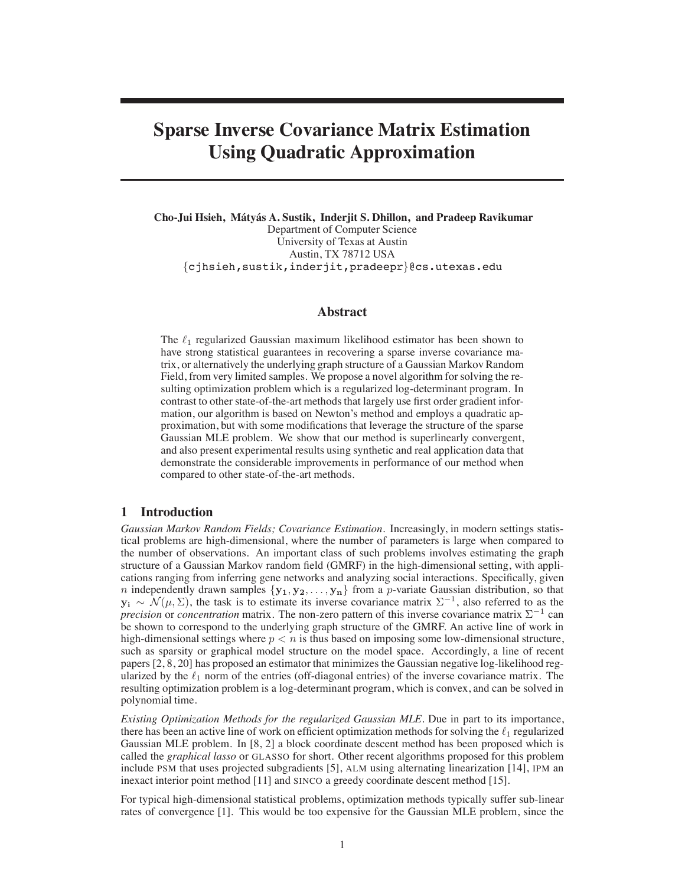# Sparse Inverse Covariance Matrix Estimation Using Quadratic Approximation

**Cho-Jui Hsieh, Mátyás A. Sustik, Inderjit S. Dhillon, and Pradeep Ravikumar**
Department of Computer Science
University of Texas at Austin
Austin, TX 78712 USA
{cjhsieh,sustik,inderjit,pradeepr}@cs.utexas.edu

## Abstract

The $\ell_1$ regularized Gaussian maximum likelihood estimator has been shown to have strong statistical guarantees in recovering a sparse inverse covariance matrix, or alternatively the underlying graph structure of a Gaussian Markov Random Field, from very limited samples. We propose a novel algorithm for solving the resulting optimization problem which is a regularized log-determinant program. In contrast to other state-of-the-art methods that largely use first order gradient information, our algorithm is based on Newton's method and employs a quadratic approximation, but with some modifications that leverage the structure of the sparse Gaussian MLE problem. We show that our method is superlinearly convergent, and also present experimental results using synthetic and real application data that demonstrate the considerable improvements in performance of our method when compared to other state-of-the-art methods.

## 1 Introduction

*Gaussian Markov Random Fields; Covariance Estimation.* Increasingly, in modern settings statistical problems are high-dimensional, where the number of parameters is large when compared to the number of observations. An important class of such problems involves estimating the graph structure of a Gaussian Markov random field (GMRF) in the high-dimensional setting, with applications ranging from inferring gene networks and analyzing social interactions. Specifically, given $n$ independently drawn samples $\{\mathbf{y_1}, \mathbf{y_2}, \ldots, \mathbf{y_n}\}$ from a $p$-variate Gaussian distribution, so that $\mathbf{y_i} \sim \mathcal{N}(\mu, \Sigma)$, the task is to estimate its inverse covariance matrix $\Sigma^{-1}$, also referred to as the *precision* or *concentration* matrix. The non-zero pattern of this inverse covariance matrix $\Sigma^{-1}$ can be shown to correspond to the underlying graph structure of the GMRF. An active line of work in high-dimensional settings where $p < n$ is thus based on imposing some low-dimensional structure, such as sparsity or graphical model structure on the model space. Accordingly, a line of recent papers [2, 8, 20] has proposed an estimator that minimizes the Gaussian negative log-likelihood regularized by the $\ell_1$ norm of the entries (off-diagonal entries) of the inverse covariance matrix. The resulting optimization problem is a log-determinant program, which is convex, and can be solved in polynomial time.

*Existing Optimization Methods for the regularized Gaussian MLE.* Due in part to its importance, there has been an active line of work on efficient optimization methods for solving the $\ell_1$ regularized Gaussian MLE problem. In [8, 2] a block coordinate descent method has been proposed which is called the *graphical lasso* or GLASSO for short. Other recent algorithms proposed for this problem include PSM that uses projected subgradients [5], ALM using alternating linearization [14], IPM an inexact interior point method [11] and SINCO a greedy coordinate descent method [15].

For typical high-dimensional statistical problems, optimization methods typically suffer sub-linear rates of convergence [1]. This would be too expensive for the Gaussian MLE problem, since the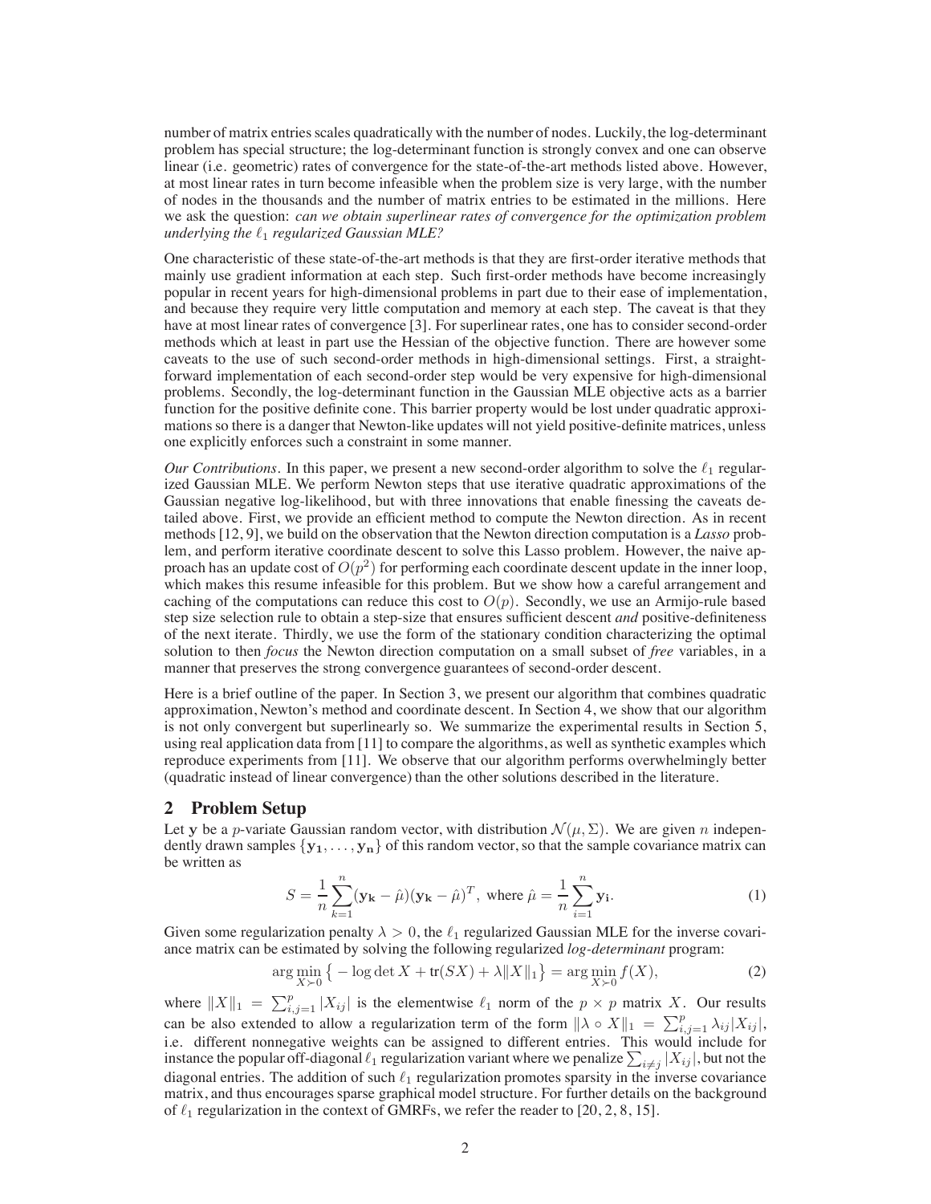number of matrix entries scales quadratically with the number of nodes. Luckily, the log-determinant problem has special structure; the log-determinant function is strongly convex and one can observe linear (i.e. geometric) rates of convergence for the state-of-the-art methods listed above. However, at most linear rates in turn become infeasible when the problem size is very large, with the number of nodes in the thousands and the number of matrix entries to be estimated in the millions. Here we ask the question: *can we obtain superlinear rates of convergence for the optimization problem underlying the $\ell_1$ regularized Gaussian MLE?*

One characteristic of these state-of-the-art methods is that they are first-order iterative methods that mainly use gradient information at each step. Such first-order methods have become increasingly popular in recent years for high-dimensional problems in part due to their ease of implementation, and because they require very little computation and memory at each step. The caveat is that they have at most linear rates of convergence [3]. For superlinear rates, one has to consider second-order methods which at least in part use the Hessian of the objective function. There are however some caveats to the use of such second-order methods in high-dimensional settings. First, a straightforward implementation of each second-order step would be very expensive for high-dimensional problems. Secondly, the log-determinant function in the Gaussian MLE objective acts as a barrier function for the positive definite cone. This barrier property would be lost under quadratic approximations so there is a danger that Newton-like updates will not yield positive-definite matrices, unless one explicitly enforces such a constraint in some manner.

*Our Contributions*. In this paper, we present a new second-order algorithm to solve the $\ell_1$ regularized Gaussian MLE. We perform Newton steps that use iterative quadratic approximations of the Gaussian negative log-likelihood, but with three innovations that enable finessing the caveats detailed above. First, we provide an efficient method to compute the Newton direction. As in recent methods [12, 9], we build on the observation that the Newton direction computation is a *Lasso* problem, and perform iterative coordinate descent to solve this Lasso problem. However, the naive approach has an update cost of $O(p^2)$ for performing each coordinate descent update in the inner loop, which makes this resume infeasible for this problem. But we show how a careful arrangement and caching of the computations can reduce this cost to $O(p)$. Secondly, we use an Armijo-rule based step size selection rule to obtain a step-size that ensures sufficient descent *and* positive-definiteness of the next iterate. Thirdly, we use the form of the stationary condition characterizing the optimal solution to then *focus* the Newton direction computation on a small subset of *free* variables, in a manner that preserves the strong convergence guarantees of second-order descent.

Here is a brief outline of the paper. In Section 3, we present our algorithm that combines quadratic approximation, Newton's method and coordinate descent. In Section 4, we show that our algorithm is not only convergent but superlinearly so. We summarize the experimental results in Section 5, using real application data from [11] to compare the algorithms, as well as synthetic examples which reproduce experiments from [11]. We observe that our algorithm performs overwhelmingly better (quadratic instead of linear convergence) than the other solutions described in the literature.

## 2 Problem Setup

Let $\mathbf{y}$ be a $p$-variate Gaussian random vector, with distribution $\mathcal{N}(\mu, \Sigma)$. We are given $n$ independently drawn samples $\{\mathbf{y_1}, \ldots, \mathbf{y_n}\}$ of this random vector, so that the sample covariance matrix can be written as

$$S = \frac{1}{n}\sum_{k=1}^{n}(\mathbf{y_k} - \hat{\mu})(\mathbf{y_k} - \hat{\mu})^T, \text{ where } \hat{\mu} = \frac{1}{n}\sum_{i=1}^{n}\mathbf{y_i}. \tag{1}$$

Given some regularization penalty $\lambda > 0$, the $\ell_1$ regularized Gaussian MLE for the inverse covariance matrix can be estimated by solving the following regularized *log-determinant* program:

$$\arg\min_{X \succ 0} \left\{ -\log\det X + \operatorname{tr}(SX) + \lambda \|X\|_1 \right\} = \arg\min_{X \succ 0} f(X), \tag{2}$$

where $\|X\|_1 = \sum_{i,j=1}^{p} |X_{ij}|$ is the elementwise $\ell_1$ norm of the $p \times p$ matrix $X$. Our results can be also extended to allow a regularization term of the form $\|\lambda \circ X\|_1 = \sum_{i,j=1}^{p} \lambda_{ij}|X_{ij}|$, i.e. different nonnegative weights can be assigned to different entries. This would include for instance the popular off-diagonal $\ell_1$ regularization variant where we penalize $\sum_{i \neq j} |X_{ij}|$, but not the diagonal entries. The addition of such $\ell_1$ regularization promotes sparsity in the inverse covariance matrix, and thus encourages sparse graphical model structure. For further details on the background of $\ell_1$ regularization in the context of GMRFs, we refer the reader to [20, 2, 8, 15].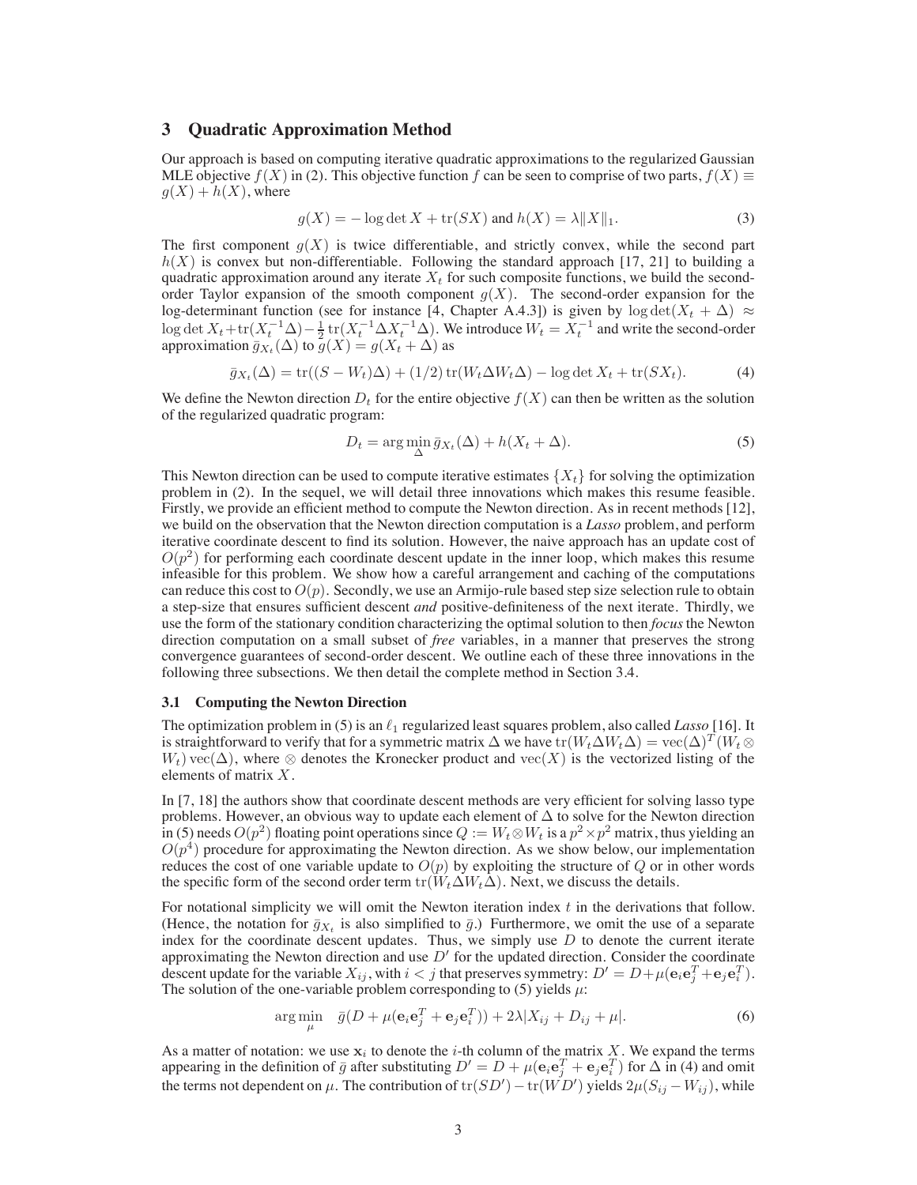## 3 Quadratic Approximation Method

Our approach is based on computing iterative quadratic approximations to the regularized Gaussian MLE objective $f(X)$ in (2). This objective function $f$ can be seen to comprise of two parts, $f(X) \equiv g(X) + h(X)$, where

$$g(X) = -\log\det X + \operatorname{tr}(SX) \text{ and } h(X) = \lambda\|X\|_1. \tag{3}$$

The first component $g(X)$ is twice differentiable, and strictly convex, while the second part $h(X)$ is convex but non-differentiable. Following the standard approach [17, 21] to building a quadratic approximation around any iterate $X_t$ for such composite functions, we build the second-order Taylor expansion of the smooth component $g(X)$. The second-order expansion for the log-determinant function (see for instance [4, Chapter A.4.3]) is given by $\log\det(X_t + \Delta) \approx \log\det X_t + \operatorname{tr}(X_t^{-1}\Delta) - \frac{1}{2}\operatorname{tr}(X_t^{-1}\Delta X_t^{-1}\Delta)$. We introduce $W_t = X_t^{-1}$ and write the second-order approximation $\bar{g}_{X_t}(\Delta)$ to $g(X) = g(X_t + \Delta)$ as

$$\bar{g}_{X_t}(\Delta) = \operatorname{tr}((S - W_t)\Delta) + (1/2)\operatorname{tr}(W_t\Delta W_t\Delta) - \log\det X_t + \operatorname{tr}(SX_t). \tag{4}$$

We define the Newton direction $D_t$ for the entire objective $f(X)$ can then be written as the solution of the regularized quadratic program:

$$D_t = \arg\min_{\Delta} \bar{g}_{X_t}(\Delta) + h(X_t + \Delta). \tag{5}$$

This Newton direction can be used to compute iterative estimates $\{X_t\}$ for solving the optimization problem in (2). In the sequel, we will detail three innovations which makes this resume feasible. Firstly, we provide an efficient method to compute the Newton direction. As in recent methods [12], we build on the observation that the Newton direction computation is a *Lasso* problem, and perform iterative coordinate descent to find its solution. However, the naive approach has an update cost of $O(p^2)$ for performing each coordinate descent update in the inner loop, which makes this resume infeasible for this problem. We show how a careful arrangement and caching of the computations can reduce this cost to $O(p)$. Secondly, we use an Armijo-rule based step size selection rule to obtain a step-size that ensures sufficient descent *and* positive-definiteness of the next iterate. Thirdly, we use the form of the stationary condition characterizing the optimal solution to then *focus* the Newton direction computation on a small subset of *free* variables, in a manner that preserves the strong convergence guarantees of second-order descent. We outline each of these three innovations in the following three subsections. We then detail the complete method in Section 3.4.

### 3.1 Computing the Newton Direction

The optimization problem in (5) is an $\ell_1$ regularized least squares problem, also called *Lasso* [16]. It is straightforward to verify that for a symmetric matrix $\Delta$ we have $\operatorname{tr}(W_t\Delta W_t\Delta) = \operatorname{vec}(\Delta)^T(W_t \otimes W_t)\operatorname{vec}(\Delta)$, where $\otimes$ denotes the Kronecker product and $\operatorname{vec}(X)$ is the vectorized listing of the elements of matrix $X$.

In [7, 18] the authors show that coordinate descent methods are very efficient for solving lasso type problems. However, an obvious way to update each element of $\Delta$ to solve for the Newton direction in (5) needs $O(p^2)$ floating point operations since $Q := W_t \otimes W_t$ is a $p^2 \times p^2$ matrix, thus yielding an $O(p^4)$ procedure for approximating the Newton direction. As we show below, our implementation reduces the cost of one variable update to $O(p)$ by exploiting the structure of $Q$ or in other words the specific form of the second order term $\operatorname{tr}(W_t\Delta W_t\Delta)$. Next, we discuss the details.

For notational simplicity we will omit the Newton iteration index $t$ in the derivations that follow. (Hence, the notation for $\bar{g}_{X_t}$ is also simplified to $\bar{g}$.) Furthermore, we omit the use of a separate index for the coordinate descent updates. Thus, we simply use $D$ to denote the current iterate approximating the Newton direction and use $D'$ for the updated direction. Consider the coordinate descent update for the variable $X_{ij}$, with $i < j$ that preserves symmetry: $D' = D + \mu(\mathbf{e}_i\mathbf{e}_j^T + \mathbf{e}_j\mathbf{e}_i^T)$. The solution of the one-variable problem corresponding to (5) yields $\mu$:

$$\arg\min_{\mu} \quad \bar{g}(D + \mu(\mathbf{e}_i\mathbf{e}_j^T + \mathbf{e}_j\mathbf{e}_i^T)) + 2\lambda|X_{ij} + D_{ij} + \mu|. \tag{6}$$

As a matter of notation: we use $\mathbf{x}_i$ to denote the $i$-th column of the matrix $X$. We expand the terms appearing in the definition of $\bar{g}$ after substituting $D' = D + \mu(\mathbf{e}_i\mathbf{e}_j^T + \mathbf{e}_j\mathbf{e}_i^T)$ for $\Delta$ in (4) and omit the terms not dependent on $\mu$. The contribution of $\operatorname{tr}(SD') - \operatorname{tr}(WD')$ yields $2\mu(S_{ij} - W_{ij})$, while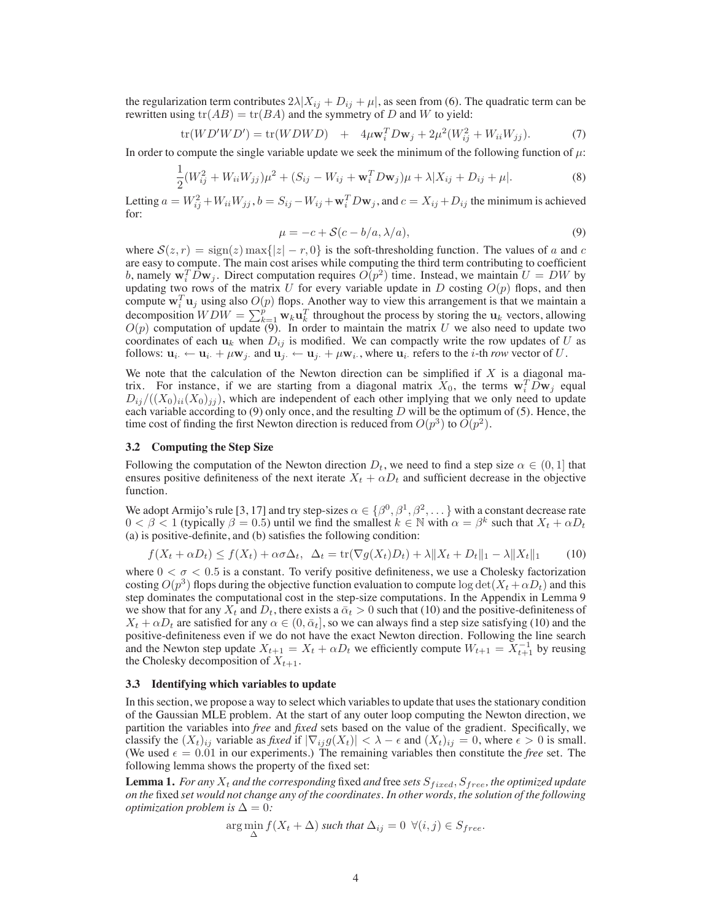the regularization term contributes $2\lambda|X_{ij} + D_{ij} + \mu|$, as seen from (6). The quadratic term can be rewritten using $\text{tr}(AB) = \text{tr}(BA)$ and the symmetry of $D$ and $W$ to yield:

$$\text{tr}(WD'WD') = \text{tr}(WDWD) \quad + \quad 4\mu \mathbf{w}_i^T D\mathbf{w}_j + 2\mu^2(W_{ij}^2 + W_{ii}W_{jj}). \tag{7}$$

In order to compute the single variable update we seek the minimum of the following function of $\mu$:

$$\frac{1}{2}(W_{ij}^2 + W_{ii}W_{jj})\mu^2 + (S_{ij} - W_{ij} + \mathbf{w}_i^T D\mathbf{w}_j)\mu + \lambda|X_{ij} + D_{ij} + \mu|. \tag{8}$$

Letting $a = W_{ij}^2 + W_{ii}W_{jj}$, $b = S_{ij} - W_{ij} + \mathbf{w}_i^T D\mathbf{w}_j$, and $c = X_{ij} + D_{ij}$ the minimum is achieved for:

$$\mu = -c + \mathcal{S}(c - b/a, \lambda/a), \tag{9}$$

where $\mathcal{S}(z, r) = \text{sign}(z)\max\{|z| - r, 0\}$ is the soft-thresholding function. The values of $a$ and $c$ are easy to compute. The main cost arises while computing the third term contributing to coefficient $b$, namely $\mathbf{w}_i^T D\mathbf{w}_j$. Direct computation requires $O(p^2)$ time. Instead, we maintain $U = DW$ by updating two rows of the matrix $U$ for every variable update in $D$ costing $O(p)$ flops, and then compute $\mathbf{w}_i^T \mathbf{u}_j$ using also $O(p)$ flops. Another way to view this arrangement is that we maintain a decomposition $WDW = \sum_{k=1}^p \mathbf{w}_k \mathbf{u}_k^T$ throughout the process by storing the $\mathbf{u}_k$ vectors, allowing $O(p)$ computation of update (9). In order to maintain the matrix $U$ we also need to update two coordinates of each $\mathbf{u}_k$ when $D_{ij}$ is modified. We can compactly write the row updates of $U$ as follows: $\mathbf{u}_{i\cdot} \leftarrow \mathbf{u}_{i\cdot} + \mu\mathbf{w}_{j\cdot}$ and $\mathbf{u}_{j\cdot} \leftarrow \mathbf{u}_{j\cdot} + \mu\mathbf{w}_{i\cdot}$, where $\mathbf{u}_{i\cdot}$ refers to the $i$-th *row* vector of $U$.

We note that the calculation of the Newton direction can be simplified if $X$ is a diagonal matrix. For instance, if we are starting from a diagonal matrix $X_0$, the terms $\mathbf{w}_i^T D\mathbf{w}_j$ equal $D_{ij}/((X_0)_{ii}(X_0)_{jj})$, which are independent of each other implying that we only need to update each variable according to (9) only once, and the resulting $D$ will be the optimum of (5). Hence, the time cost of finding the first Newton direction is reduced from $O(p^3)$ to $O(p^2)$.

### 3.2 Computing the Step Size

Following the computation of the Newton direction $D_t$, we need to find a step size $\alpha \in (0, 1]$ that ensures positive definiteness of the next iterate $X_t + \alpha D_t$ and sufficient decrease in the objective function.

We adopt Armijo's rule [3, 17] and try step-sizes $\alpha \in \{\beta^0, \beta^1, \beta^2, \dots\}$ with a constant decrease rate $0 < \beta < 1$ (typically $\beta = 0.5$) until we find the smallest $k \in \mathbb{N}$ with $\alpha = \beta^k$ such that $X_t + \alpha D_t$ (a) is positive-definite, and (b) satisfies the following condition:

$$f(X_t + \alpha D_t) \leq f(X_t) + \alpha\sigma\Delta_t, \;\; \Delta_t = \text{tr}(\nabla g(X_t)D_t) + \lambda\|X_t + D_t\|_1 - \lambda\|X_t\|_1 \tag{10}$$

where $0 < \sigma < 0.5$ is a constant. To verify positive definiteness, we use a Cholesky factorization costing $O(p^3)$ flops during the objective function evaluation to compute $\log\det(X_t + \alpha D_t)$ and this step dominates the computational cost in the step-size computations. In the Appendix in Lemma 9 we show that for any $X_t$ and $D_t$, there exists a $\bar{\alpha}_t > 0$ such that (10) and the positive-definiteness of $X_t + \alpha D_t$ are satisfied for any $\alpha \in (0, \bar{\alpha}_t]$, so we can always find a step size satisfying (10) and the positive-definiteness even if we do not have the exact Newton direction. Following the line search and the Newton step update $X_{t+1} = X_t + \alpha D_t$ we efficiently compute $W_{t+1} = X_{t+1}^{-1}$ by reusing the Cholesky decomposition of $X_{t+1}$.

### 3.3 Identifying which variables to update

In this section, we propose a way to select which variables to update that uses the stationary condition of the Gaussian MLE problem. At the start of any outer loop computing the Newton direction, we partition the variables into *free* and *fixed* sets based on the value of the gradient. Specifically, we classify the $(X_t)_{ij}$ variable as *fixed* if $|\nabla_{ij} g(X_t)| < \lambda - \epsilon$ and $(X_t)_{ij} = 0$, where $\epsilon > 0$ is small. (We used $\epsilon = 0.01$ in our experiments.) The remaining variables then constitute the *free* set. The following lemma shows the property of the fixed set:

**Lemma 1.** *For any $X_t$ and the corresponding* fixed *and* free *sets $S_{fixed}, S_{free}$, the optimized update on the* fixed *set would not change any of the coordinates. In other words, the solution of the following optimization problem is $\Delta = 0$:*

$$\arg\min_{\Delta} f(X_t + \Delta) \textit{ such that } \Delta_{ij} = 0 \;\; \forall (i,j) \in S_{free}.$$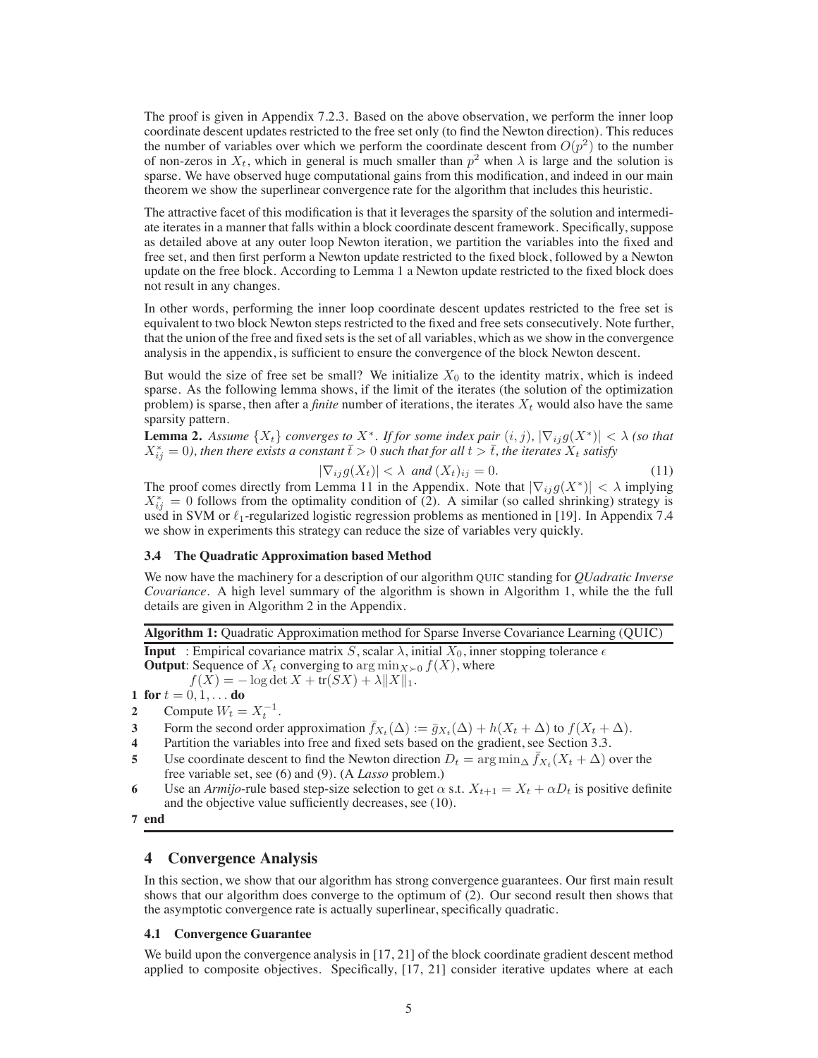The proof is given in Appendix 7.2.3. Based on the above observation, we perform the inner loop coordinate descent updates restricted to the free set only (to find the Newton direction). This reduces the number of variables over which we perform the coordinate descent from $O(p^2)$ to the number of non-zeros in $X_t$, which in general is much smaller than $p^2$ when $\lambda$ is large and the solution is sparse. We have observed huge computational gains from this modification, and indeed in our main theorem we show the superlinear convergence rate for the algorithm that includes this heuristic.

The attractive facet of this modification is that it leverages the sparsity of the solution and intermediate iterates in a manner that falls within a block coordinate descent framework. Specifically, suppose as detailed above at any outer loop Newton iteration, we partition the variables into the fixed and free set, and then first perform a Newton update restricted to the fixed block, followed by a Newton update on the free block. According to Lemma 1 a Newton update restricted to the fixed block does not result in any changes.

In other words, performing the inner loop coordinate descent updates restricted to the free set is equivalent to two block Newton steps restricted to the fixed and free sets consecutively. Note further, that the union of the free and fixed sets is the set of all variables, which as we show in the convergence analysis in the appendix, is sufficient to ensure the convergence of the block Newton descent.

But would the size of free set be small? We initialize $X_0$ to the identity matrix, which is indeed sparse. As the following lemma shows, if the limit of the iterates (the solution of the optimization problem) is sparse, then after a *finite* number of iterations, the iterates $X_t$ would also have the same sparsity pattern.

**Lemma 2.** *Assume $\{X_t\}$ converges to $X^*$. If for some index pair $(i, j)$, $|\nabla_{ij} g(X^*)| < \lambda$ (so that $X^*_{ij} = 0$), then there exists a constant $\bar{t} > 0$ such that for all $t > \bar{t}$, the iterates $X_t$ satisfy*

$$|\nabla_{ij} g(X_t)| < \lambda \text{ and } (X_t)_{ij} = 0. \tag{11}$$

The proof comes directly from Lemma 11 in the Appendix. Note that $|\nabla_{ij} g(X^*)| < \lambda$ implying $X^*_{ij} = 0$ follows from the optimality condition of (2). A similar (so called shrinking) strategy is used in SVM or $\ell_1$-regularized logistic regression problems as mentioned in [19]. In Appendix 7.4 we show in experiments this strategy can reduce the size of variables very quickly.

### 3.4 The Quadratic Approximation based Method

We now have the machinery for a description of our algorithm QUIC standing for *QUadratic Inverse Covariance*. A high level summary of the algorithm is shown in Algorithm 1, while the the full details are given in Algorithm 2 in the Appendix.

**Algorithm 1:** Quadratic Approximation method for Sparse Inverse Covariance Learning (QUIC)

**Input** : Empirical covariance matrix $S$, scalar $\lambda$, initial $X_0$, inner stopping tolerance $\epsilon$
**Output**: Sequence of $X_t$ converging to $\arg\min_{X \succ 0} f(X)$, where
$f(X) = -\log\det X + \text{tr}(SX) + \lambda \|X\|_1$.

1 **for** $t = 0, 1, \ldots$ **do**
2 Compute $W_t = X_t^{-1}$.
3 Form the second order approximation $\bar{f}_{X_t}(\Delta) := \bar{g}_{X_t}(\Delta) + h(X_t + \Delta)$ to $f(X_t + \Delta)$.
4 Partition the variables into free and fixed sets based on the gradient, see Section 3.3.
5 Use coordinate descent to find the Newton direction $D_t = \arg\min_\Delta \bar{f}_{X_t}(X_t + \Delta)$ over the free variable set, see (6) and (9). (A *Lasso* problem.)
6 Use an *Armijo*-rule based step-size selection to get $\alpha$ s.t. $X_{t+1} = X_t + \alpha D_t$ is positive definite and the objective value sufficiently decreases, see (10).
7 **end**

## 4 Convergence Analysis

In this section, we show that our algorithm has strong convergence guarantees. Our first main result shows that our algorithm does converge to the optimum of (2). Our second result then shows that the asymptotic convergence rate is actually superlinear, specifically quadratic.

### 4.1 Convergence Guarantee

We build upon the convergence analysis in [17, 21] of the block coordinate gradient descent method applied to composite objectives. Specifically, [17, 21] consider iterative updates where at each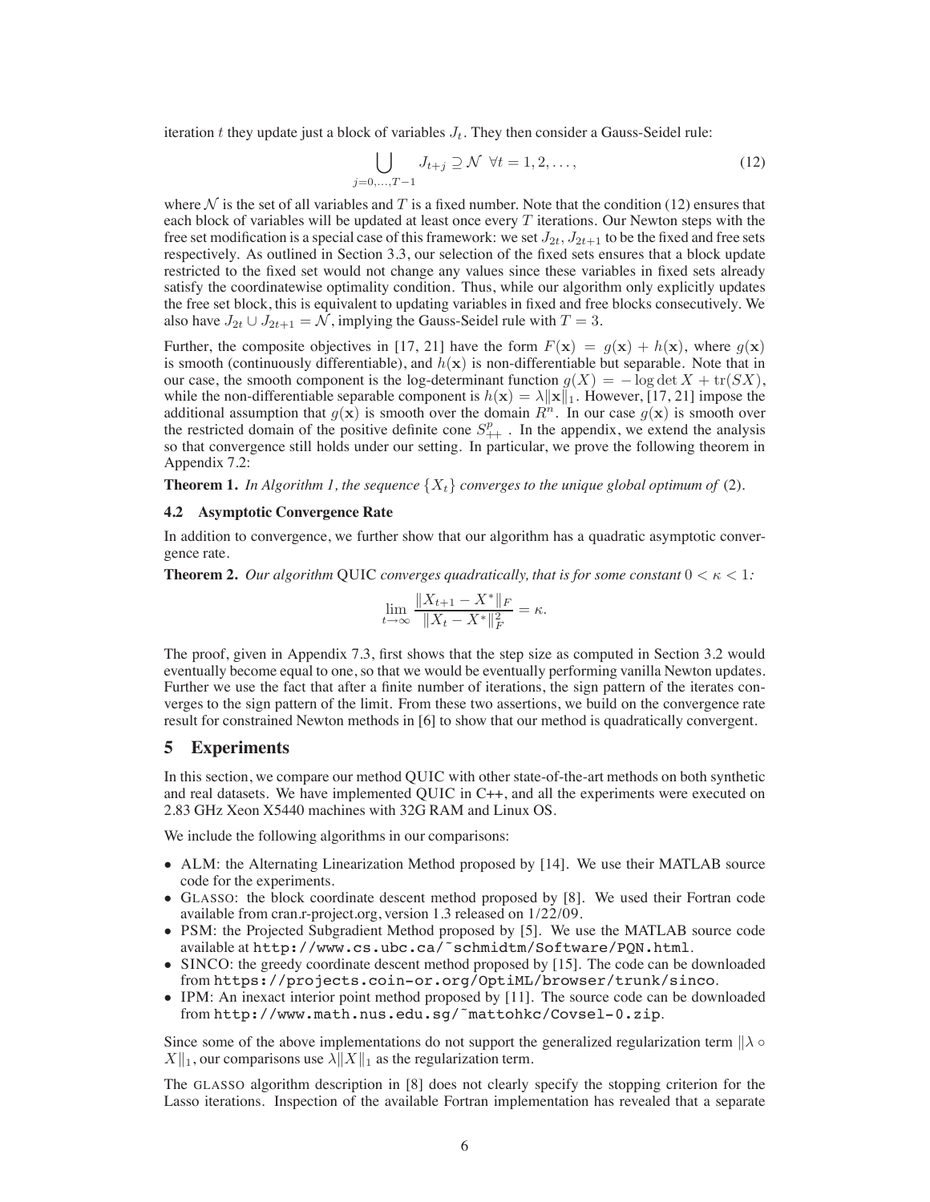iteration $t$ they update just a block of variables $J_t$. They then consider a Gauss-Seidel rule:

$$\bigcup_{j=0,\dots,T-1} J_{t+j} \supseteq \mathcal{N} \;\; \forall t = 1, 2, \dots, \tag{12}$$

where $\mathcal{N}$ is the set of all variables and $T$ is a fixed number. Note that the condition (12) ensures that each block of variables will be updated at least once every $T$ iterations. Our Newton steps with the free set modification is a special case of this framework: we set $J_{2t}, J_{2t+1}$ to be the fixed and free sets respectively. As outlined in Section 3.3, our selection of the fixed sets ensures that a block update restricted to the fixed set would not change any values since these variables in fixed sets already satisfy the coordinatewise optimality condition. Thus, while our algorithm only explicitly updates the free set block, this is equivalent to updating variables in fixed and free blocks consecutively. We also have $J_{2t} \cup J_{2t+1} = \mathcal{N}$, implying the Gauss-Seidel rule with $T = 3$.

Further, the composite objectives in [17, 21] have the form $F(\mathbf{x}) = g(\mathbf{x}) + h(\mathbf{x})$, where $g(\mathbf{x})$ is smooth (continuously differentiable), and $h(\mathbf{x})$ is non-differentiable but separable. Note that in our case, the smooth component is the log-determinant function $g(X) = -\log\det X + \operatorname{tr}(SX)$, while the non-differentiable separable component is $h(\mathbf{x}) = \lambda\|\mathbf{x}\|_1$. However, [17, 21] impose the additional assumption that $g(\mathbf{x})$ is smooth over the domain $R^n$. In our case $g(\mathbf{x})$ is smooth over the restricted domain of the positive definite cone $S^p_{++}$. In the appendix, we extend the analysis so that convergence still holds under our setting. In particular, we prove the following theorem in Appendix 7.2:

**Theorem 1.** *In Algorithm 1, the sequence $\{X_t\}$ converges to the unique global optimum of* (2).

### 4.2 Asymptotic Convergence Rate

In addition to convergence, we further show that our algorithm has a quadratic asymptotic convergence rate.

**Theorem 2.** *Our algorithm* QUIC *converges quadratically, that is for some constant $0 < \kappa < 1$:*

$$\lim_{t\to\infty} \frac{\|X_{t+1} - X^*\|_F}{\|X_t - X^*\|_F^2} = \kappa.$$

The proof, given in Appendix 7.3, first shows that the step size as computed in Section 3.2 would eventually become equal to one, so that we would be eventually performing vanilla Newton updates. Further we use the fact that after a finite number of iterations, the sign pattern of the iterates converges to the sign pattern of the limit. From these two assertions, we build on the convergence rate result for constrained Newton methods in [6] to show that our method is quadratically convergent.

## 5 Experiments

In this section, we compare our method QUIC with other state-of-the-art methods on both synthetic and real datasets. We have implemented QUIC in C++, and all the experiments were executed on 2.83 GHz Xeon X5440 machines with 32G RAM and Linux OS.

We include the following algorithms in our comparisons:

- ALM: the Alternating Linearization Method proposed by [14]. We use their MATLAB source code for the experiments.
- GLASSO: the block coordinate descent method proposed by [8]. We used their Fortran code available from cran.r-project.org, version 1.3 released on 1/22/09.
- PSM: the Projected Subgradient Method proposed by [5]. We use the MATLAB source code available at `http://www.cs.ubc.ca/~schmidtm/Software/PQN.html`.
- SINCO: the greedy coordinate descent method proposed by [15]. The code can be downloaded from `https://projects.coin-or.org/OptiML/browser/trunk/sinco`.
- IPM: An inexact interior point method proposed by [11]. The source code can be downloaded from `http://www.math.nus.edu.sg/~mattohkc/Covsel-0.zip`.

Since some of the above implementations do not support the generalized regularization term $\|\lambda \circ X\|_1$, our comparisons use $\lambda\|X\|_1$ as the regularization term.

The GLASSO algorithm description in [8] does not clearly specify the stopping criterion for the Lasso iterations. Inspection of the available Fortran implementation has revealed that a separate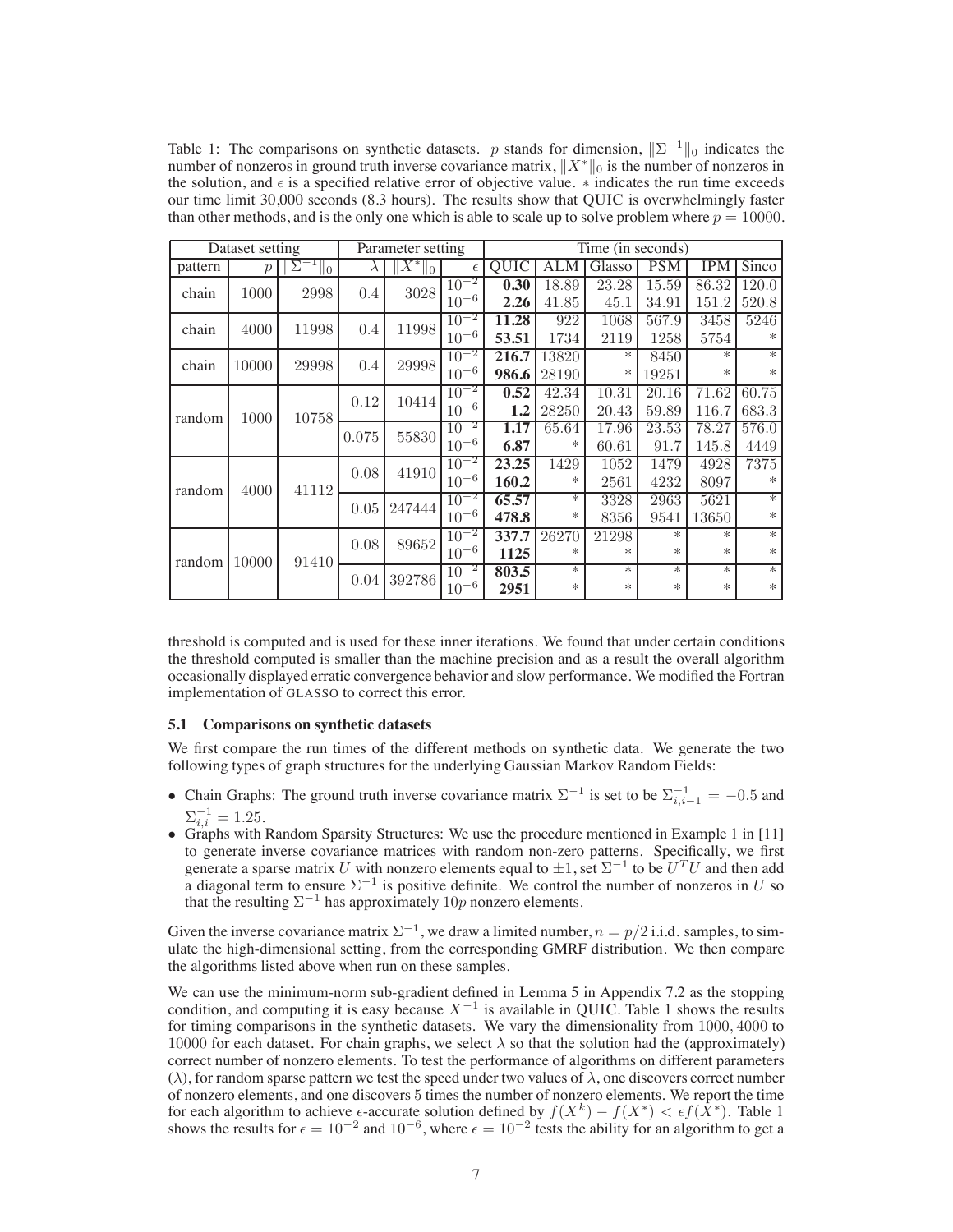Table 1: The comparisons on synthetic datasets. $p$ stands for dimension, $\|\Sigma^{-1}\|_0$ indicates the number of nonzeros in ground truth inverse covariance matrix, $\|X^*\|_0$ is the number of nonzeros in the solution, and $\epsilon$ is a specified relative error of objective value. $*$ indicates the run time exceeds our time limit 30,000 seconds (8.3 hours). The results show that QUIC is overwhelmingly faster than other methods, and is the only one which is able to scale up to solve problem where $p = 10000$.

| Dataset setting | | | Parameter setting | | | Time (in seconds) | | | | | |
|---|---|---|---|---|---|---|---|---|---|---|---|
| pattern | $p$ | $\|\Sigma^{-1}\|_0$ | $\lambda$ | $\|X^*\|_0$ | $\epsilon$ | QUIC | ALM | Glasso | PSM | IPM | Sinco |
| chain | 1000 | 2998 | 0.4 | 3028 | $10^{-2}$ | **0.30** | 18.89 | 23.28 | 15.59 | 86.32 | 120.0 |
| | | | | | $10^{-6}$ | **2.26** | 41.85 | 45.1 | 34.91 | 151.2 | 520.8 |
| chain | 4000 | 11998 | 0.4 | 11998 | $10^{-2}$ | **11.28** | 922 | 1068 | 567.9 | 3458 | 5246 |
| | | | | | $10^{-6}$ | **53.51** | 1734 | 2119 | 1258 | 5754 | $*$ |
| chain | 10000 | 29998 | 0.4 | 29998 | $10^{-2}$ | **216.7** | 13820 | $*$ | 8450 | $*$ | $*$ |
| | | | | | $10^{-6}$ | **986.6** | 28190 | $*$ | 19251 | $*$ | $*$ |
| random | 1000 | 10758 | 0.12 | 10414 | $10^{-2}$ | **0.52** | 42.34 | 10.31 | 20.16 | 71.62 | 60.75 |
| | | | | | $10^{-6}$ | **1.2** | 28250 | 20.43 | 59.89 | 116.7 | 683.3 |
| | | | 0.075 | 55830 | $10^{-2}$ | **1.17** | 65.64 | 17.96 | 23.53 | 78.27 | 576.0 |
| | | | | | $10^{-6}$ | **6.87** | $*$ | 60.61 | 91.7 | 145.8 | 4449 |
| random | 4000 | 41112 | 0.08 | 41910 | $10^{-2}$ | **23.25** | 1429 | 1052 | 1479 | 4928 | 7375 |
| | | | | | $10^{-6}$ | **160.2** | $*$ | 2561 | 4232 | 8097 | $*$ |
| | | | 0.05 | 247444 | $10^{-2}$ | **65.57** | $*$ | 3328 | 2963 | 5621 | $*$ |
| | | | | | $10^{-6}$ | **478.8** | $*$ | 8356 | 9541 | 13650 | $*$ |
| random | 10000 | 91410 | 0.08 | 89652 | $10^{-2}$ | **337.7** | 26270 | 21298 | $*$ | $*$ | $*$ |
| | | | | | $10^{-6}$ | **1125** | $*$ | $*$ | $*$ | $*$ | $*$ |
| | | | 0.04 | 392786 | $10^{-2}$ | **803.5** | $*$ | $*$ | $*$ | $*$ | $*$ |
| | | | | | $10^{-6}$ | **2951** | $*$ | $*$ | $*$ | $*$ | $*$ |

threshold is computed and is used for these inner iterations. We found that under certain conditions the threshold computed is smaller than the machine precision and as a result the overall algorithm occasionally displayed erratic convergence behavior and slow performance. We modified the Fortran implementation of GLASSO to correct this error.

### 5.1 Comparisons on synthetic datasets

We first compare the run times of the different methods on synthetic data. We generate the two following types of graph structures for the underlying Gaussian Markov Random Fields:

- Chain Graphs: The ground truth inverse covariance matrix $\Sigma^{-1}$ is set to be $\Sigma^{-1}_{i,i-1} = -0.5$ and $\Sigma^{-1}_{i,i} = 1.25$.
- Graphs with Random Sparsity Structures: We use the procedure mentioned in Example 1 in [11] to generate inverse covariance matrices with random non-zero patterns. Specifically, we first generate a sparse matrix $U$ with nonzero elements equal to $\pm 1$, set $\Sigma^{-1}$ to be $U^T U$ and then add a diagonal term to ensure $\Sigma^{-1}$ is positive definite. We control the number of nonzeros in $U$ so that the resulting $\Sigma^{-1}$ has approximately $10p$ nonzero elements.

Given the inverse covariance matrix $\Sigma^{-1}$, we draw a limited number, $n = p/2$ i.i.d. samples, to simulate the high-dimensional setting, from the corresponding GMRF distribution. We then compare the algorithms listed above when run on these samples.

We can use the minimum-norm sub-gradient defined in Lemma 5 in Appendix 7.2 as the stopping condition, and computing it is easy because $X^{-1}$ is available in QUIC. Table 1 shows the results for timing comparisons in the synthetic datasets. We vary the dimensionality from 1000, 4000 to 10000 for each dataset. For chain graphs, we select $\lambda$ so that the solution had the (approximately) correct number of nonzero elements. To test the performance of algorithms on different parameters ($\lambda$), for random sparse pattern we test the speed under two values of $\lambda$, one discovers correct number of nonzero elements, and one discovers 5 times the number of nonzero elements. We report the time for each algorithm to achieve $\epsilon$-accurate solution defined by $f(X^k) - f(X^*) < \epsilon f(X^*)$. Table 1 shows the results for $\epsilon = 10^{-2}$ and $10^{-6}$, where $\epsilon = 10^{-2}$ tests the ability for an algorithm to get a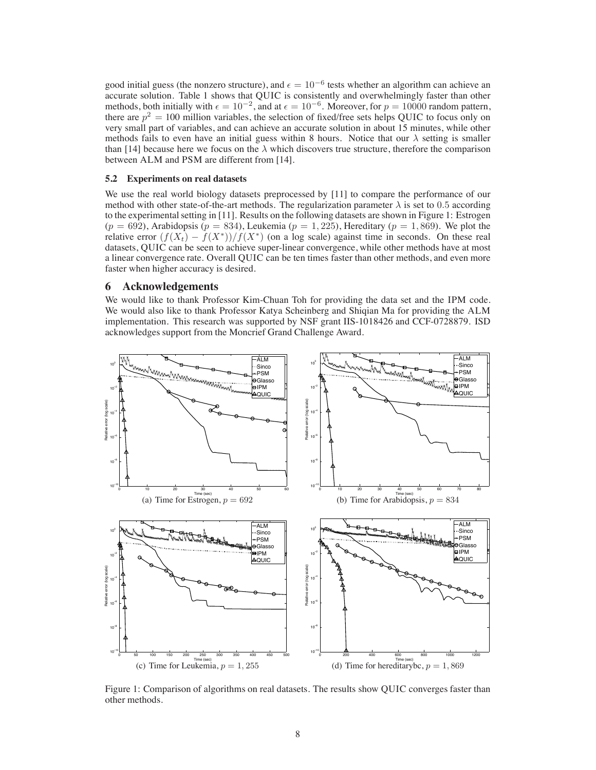good initial guess (the nonzero structure), and $\epsilon = 10^{-6}$ tests whether an algorithm can achieve an accurate solution. Table 1 shows that QUIC is consistently and overwhelmingly faster than other methods, both initially with $\epsilon = 10^{-2}$, and at $\epsilon = 10^{-6}$. Moreover, for $p = 10000$ random pattern, there are $p^2 = 100$ million variables, the selection of fixed/free sets helps QUIC to focus only on very small part of variables, and can achieve an accurate solution in about 15 minutes, while other methods fails to even have an initial guess within 8 hours. Notice that our $\lambda$ setting is smaller than [14] because here we focus on the $\lambda$ which discovers true structure, therefore the comparison between ALM and PSM are different from [14].

### 5.2 Experiments on real datasets

We use the real world biology datasets preprocessed by [11] to compare the performance of our method with other state-of-the-art methods. The regularization parameter $\lambda$ is set to 0.5 according to the experimental setting in [11]. Results on the following datasets are shown in Figure 1: Estrogen ($p = 692$), Arabidopsis ($p = 834$), Leukemia ($p = 1,225$), Hereditary ($p = 1,869$). We plot the relative error $(f(X_t) - f(X^*))/f(X^*)$ (on a log scale) against time in seconds. On these real datasets, QUIC can be seen to achieve super-linear convergence, while other methods have at most a linear convergence rate. Overall QUIC can be ten times faster than other methods, and even more faster when higher accuracy is desired.

## 6 Acknowledgements

We would like to thank Professor Kim-Chuan Toh for providing the data set and the IPM code. We would also like to thank Professor Katya Scheinberg and Shiqian Ma for providing the ALM implementation. This research was supported by NSF grant IIS-1018426 and CCF-0728879. ISD acknowledges support from the Moncrief Grand Challenge Award.

(a) Time for Estrogen, $p = 692$

(b) Time for Arabidopsis, $p = 834$

(c) Time for Leukemia, $p = 1,255$

(d) Time for hereditarybc, $p = 1,869$

Figure 1: Comparison of algorithms on real datasets. The results show QUIC converges faster than other methods.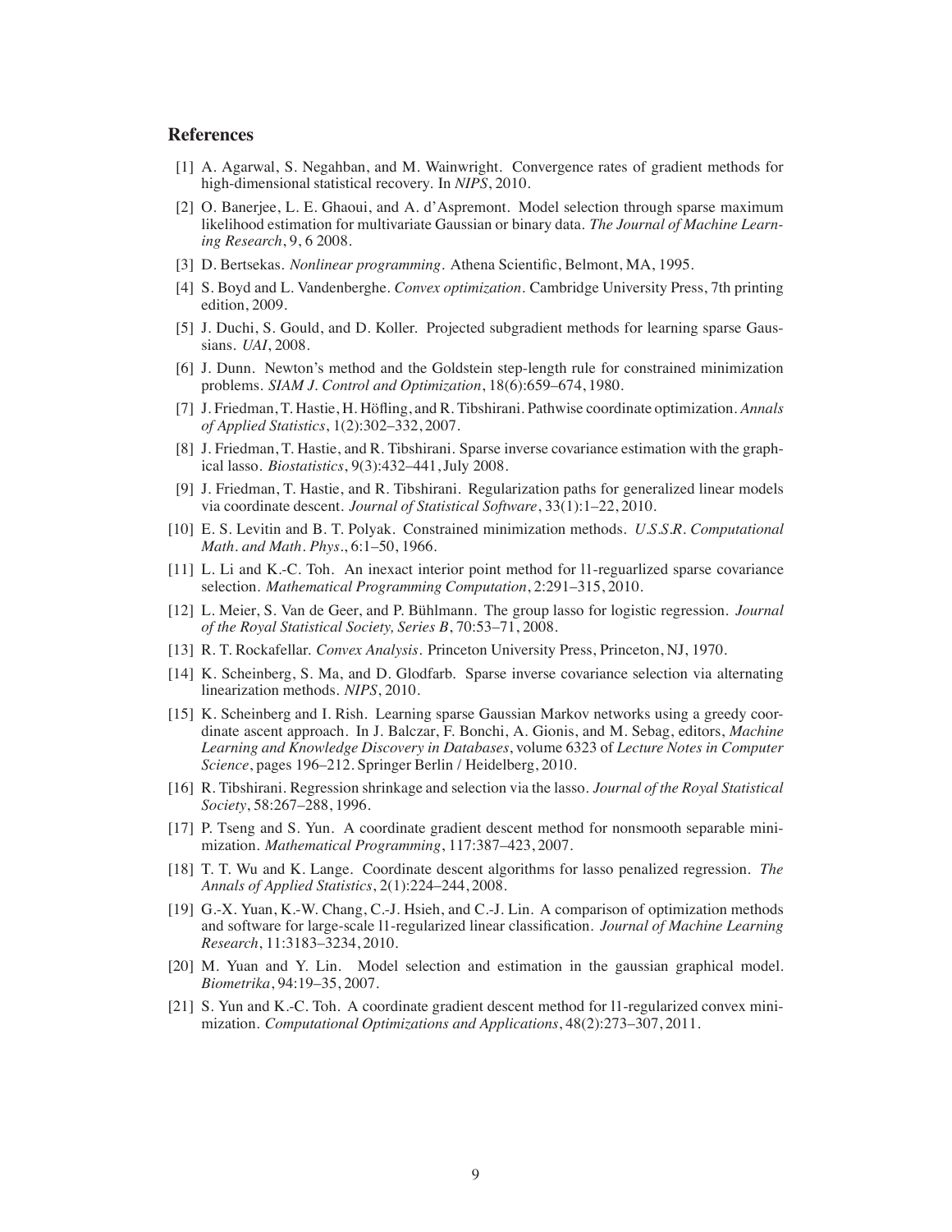## References

[1] A. Agarwal, S. Negahban, and M. Wainwright. Convergence rates of gradient methods for high-dimensional statistical recovery. In *NIPS*, 2010.

[2] O. Banerjee, L. E. Ghaoui, and A. d'Aspremont. Model selection through sparse maximum likelihood estimation for multivariate Gaussian or binary data. *The Journal of Machine Learning Research*, 9, 6 2008.

[3] D. Bertsekas. *Nonlinear programming*. Athena Scientific, Belmont, MA, 1995.

[4] S. Boyd and L. Vandenberghe. *Convex optimization*. Cambridge University Press, 7th printing edition, 2009.

[5] J. Duchi, S. Gould, and D. Koller. Projected subgradient methods for learning sparse Gaussians. *UAI*, 2008.

[6] J. Dunn. Newton's method and the Goldstein step-length rule for constrained minimization problems. *SIAM J. Control and Optimization*, 18(6):659–674, 1980.

[7] J. Friedman, T. Hastie, H. Höfling, and R. Tibshirani. Pathwise coordinate optimization. *Annals of Applied Statistics*, 1(2):302–332, 2007.

[8] J. Friedman, T. Hastie, and R. Tibshirani. Sparse inverse covariance estimation with the graphical lasso. *Biostatistics*, 9(3):432–441, July 2008.

[9] J. Friedman, T. Hastie, and R. Tibshirani. Regularization paths for generalized linear models via coordinate descent. *Journal of Statistical Software*, 33(1):1–22, 2010.

[10] E. S. Levitin and B. T. Polyak. Constrained minimization methods. *U.S.S.R. Computational Math. and Math. Phys.*, 6:1–50, 1966.

[11] L. Li and K.-C. Toh. An inexact interior point method for l1-reguarlized sparse covariance selection. *Mathematical Programming Computation*, 2:291–315, 2010.

[12] L. Meier, S. Van de Geer, and P. Bühlmann. The group lasso for logistic regression. *Journal of the Royal Statistical Society, Series B*, 70:53–71, 2008.

[13] R. T. Rockafellar. *Convex Analysis*. Princeton University Press, Princeton, NJ, 1970.

[14] K. Scheinberg, S. Ma, and D. Glodfarb. Sparse inverse covariance selection via alternating linearization methods. *NIPS*, 2010.

[15] K. Scheinberg and I. Rish. Learning sparse Gaussian Markov networks using a greedy coordinate ascent approach. In J. Balczar, F. Bonchi, A. Gionis, and M. Sebag, editors, *Machine Learning and Knowledge Discovery in Databases*, volume 6323 of *Lecture Notes in Computer Science*, pages 196–212. Springer Berlin / Heidelberg, 2010.

[16] R. Tibshirani. Regression shrinkage and selection via the lasso. *Journal of the Royal Statistical Society*, 58:267–288, 1996.

[17] P. Tseng and S. Yun. A coordinate gradient descent method for nonsmooth separable minimization. *Mathematical Programming*, 117:387–423, 2007.

[18] T. T. Wu and K. Lange. Coordinate descent algorithms for lasso penalized regression. *The Annals of Applied Statistics*, 2(1):224–244, 2008.

[19] G.-X. Yuan, K.-W. Chang, C.-J. Hsieh, and C.-J. Lin. A comparison of optimization methods and software for large-scale l1-regularized linear classification. *Journal of Machine Learning Research*, 11:3183–3234, 2010.

[20] M. Yuan and Y. Lin. Model selection and estimation in the gaussian graphical model. *Biometrika*, 94:19–35, 2007.

[21] S. Yun and K.-C. Toh. A coordinate gradient descent method for l1-regularized convex minimization. *Computational Optimizations and Applications*, 48(2):273–307, 2011.